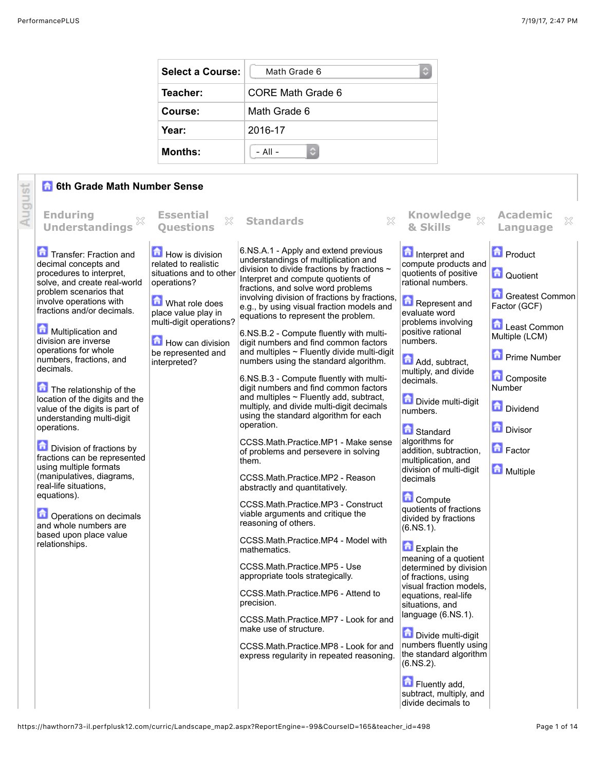| Select a Course: | Math Grade 6 |
| --- | --- |
| Teacher: | CORE Math Grade 6 |
| Course: | Math Grade 6 |
| Year: | 2016-17 |
| Months: | - All - |

August

## 6th Grade Math Number Sense

| Enduring Understandings | Essential Questions | Standards | Knowledge & Skills | Academic Language |
| --- | --- | --- | --- | --- |
| Transfer: Fraction and decimal concepts and procedures to interpret, solve, and create real-world problem scenarios that involve operations with fractions and/or decimals.<br><br>Multiplication and division are inverse operations for whole numbers, fractions, and decimals.<br><br>The relationship of the location of the digits and the value of the digits is part of understanding multi-digit operations.<br><br>Division of fractions by fractions can be represented using multiple formats (manipulatives, diagrams, real-life situations, equations).<br><br>Operations on decimals and whole numbers are based upon place value relationships. | How is division related to realistic situations and to other operations?<br><br>What role does place value play in multi-digit operations?<br><br>How can division be represented and interpreted? | 6.NS.A.1 - Apply and extend previous understandings of multiplication and division to divide fractions by fractions ~ Interpret and compute quotients of fractions, and solve word problems involving division of fractions by fractions, e.g., by using visual fraction models and equations to represent the problem.<br><br>6.NS.B.2 - Compute fluently with multi-digit numbers and find common factors and multiples ~ Fluently divide multi-digit numbers using the standard algorithm.<br><br>6.NS.B.3 - Compute fluently with multi-digit numbers and find common factors and multiples ~ Fluently add, subtract, multiply, and divide multi-digit decimals using the standard algorithm for each operation.<br><br>CCSS.Math.Practice.MP1 - Make sense of problems and persevere in solving them.<br><br>CCSS.Math.Practice.MP2 - Reason abstractly and quantitatively.<br><br>CCSS.Math.Practice.MP3 - Construct viable arguments and critique the reasoning of others.<br><br>CCSS.Math.Practice.MP4 - Model with mathematics.<br><br>CCSS.Math.Practice.MP5 - Use appropriate tools strategically.<br><br>CCSS.Math.Practice.MP6 - Attend to precision.<br><br>CCSS.Math.Practice.MP7 - Look for and make use of structure.<br><br>CCSS.Math.Practice.MP8 - Look for and express regularity in repeated reasoning. | Interpret and compute products and quotients of positive rational numbers.<br><br>Represent and evaluate word problems involving positive rational numbers.<br><br>Add, subtract, multiply, and divide decimals.<br><br>Divide multi-digit numbers.<br><br>Standard algorithms for addition, subtraction, multiplication, and division of multi-digit decimals<br><br>Compute quotients of fractions divided by fractions (6.NS.1).<br><br>Explain the meaning of a quotient determined by division of fractions, using visual fraction models, equations, real-life situations, and language (6.NS.1).<br><br>Divide multi-digit numbers fluently using the standard algorithm (6.NS.2).<br><br>Fluently add, subtract, multiply, and divide decimals to | Product<br><br>Quotient<br><br>Greatest Common Factor (GCF)<br><br>Least Common Multiple (LCM)<br><br>Prime Number<br><br>Composite Number<br><br>Dividend<br><br>Divisor<br><br>Factor<br><br>Multiple |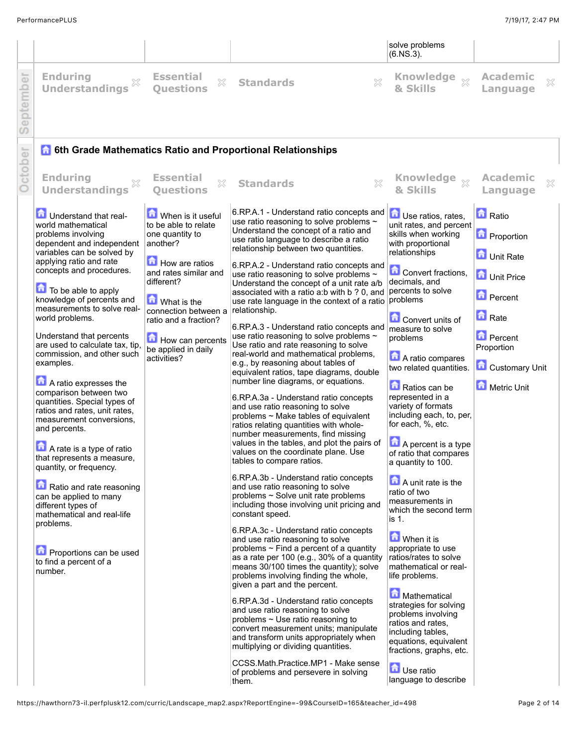| | | | | |
|---|---|---|---|---|
| | | | solve problems (6.NS.3). | |

**September**

| Enduring Understandings | Essential Questions | Standards | Knowledge & Skills | Academic Language |
|---|---|---|---|---|
| | | | | |

**October**

## 6th Grade Mathematics Ratio and Proportional Relationships

| Enduring Understandings | Essential Questions | Standards | Knowledge & Skills | Academic Language |
|---|---|---|---|---|
| Understand that real-world mathematical problems involving dependent and independent variables can be solved by applying ratio and rate concepts and procedures.<br><br>To be able to apply knowledge of percents and measurements to solve real-world problems.<br><br>Understand that percents are used to calculate tax, tip, commission, and other such examples.<br><br>A ratio expresses the comparison between two quantities. Special types of ratios and rates, unit rates, measurement conversions, and percents.<br><br>A rate is a type of ratio that represents a measure, quantity, or frequency.<br><br>Ratio and rate reasoning can be applied to many different types of mathematical and real-life problems.<br><br>Proportions can be used to find a percent of a number. | When is it useful to be able to relate one quantity to another?<br><br>How are ratios and rates similar and different?<br><br>What is the connection between a ratio and a fraction?<br><br>How can percents be applied in daily activities? | 6.RP.A.1 - Understand ratio concepts and use ratio reasoning to solve problems ~ Understand the concept of a ratio and use ratio language to describe a ratio relationship between two quantities.<br><br>6.RP.A.2 - Understand ratio concepts and use ratio reasoning to solve problems ~ Understand the concept of a unit rate a/b associated with a ratio a:b with b ? 0, and use rate language in the context of a ratio relationship.<br><br>6.RP.A.3 - Understand ratio concepts and use ratio reasoning to solve problems ~ Use ratio and rate reasoning to solve real-world and mathematical problems, e.g., by reasoning about tables of equivalent ratios, tape diagrams, double number line diagrams, or equations.<br><br>6.RP.A.3a - Understand ratio concepts and use ratio reasoning to solve problems ~ Make tables of equivalent ratios relating quantities with whole-number measurements, find missing values in the tables, and plot the pairs of values on the coordinate plane. Use tables to compare ratios.<br><br>6.RP.A.3b - Understand ratio concepts and use ratio reasoning to solve problems ~ Solve unit rate problems including those involving unit pricing and constant speed.<br><br>6.RP.A.3c - Understand ratio concepts and use ratio reasoning to solve problems ~ Find a percent of a quantity as a rate per 100 (e.g., 30% of a quantity means 30/100 times the quantity); solve problems involving finding the whole, given a part and the percent.<br><br>6.RP.A.3d - Understand ratio concepts and use ratio reasoning to solve problems ~ Use ratio reasoning to convert measurement units; manipulate and transform units appropriately when multiplying or dividing quantities.<br><br>CCSS.Math.Practice.MP1 - Make sense of problems and persevere in solving them. | Use ratios, rates, unit rates, and percent skills when working with proportional relationships<br><br>Convert fractions, decimals, and percents to solve problems<br><br>Convert units of measure to solve problems<br><br>A ratio compares two related quantities.<br><br>Ratios can be represented in a variety of formats including each, to, per, for each, %, etc.<br><br>A percent is a type of ratio that compares a quantity to 100.<br><br>A unit rate is the ratio of two measurements in which the second term is 1.<br><br>When it is appropriate to use ratios/rates to solve mathematical or real-life problems.<br><br>Mathematical strategies for solving problems involving ratios and rates, including tables, equations, equivalent fractions, graphs, etc.<br><br>Use ratio language to describe | Ratio<br><br>Proportion<br><br>Unit Rate<br><br>Unit Price<br><br>Percent<br><br>Rate<br><br>Percent Proportion<br><br>Customary Unit<br><br>Metric Unit |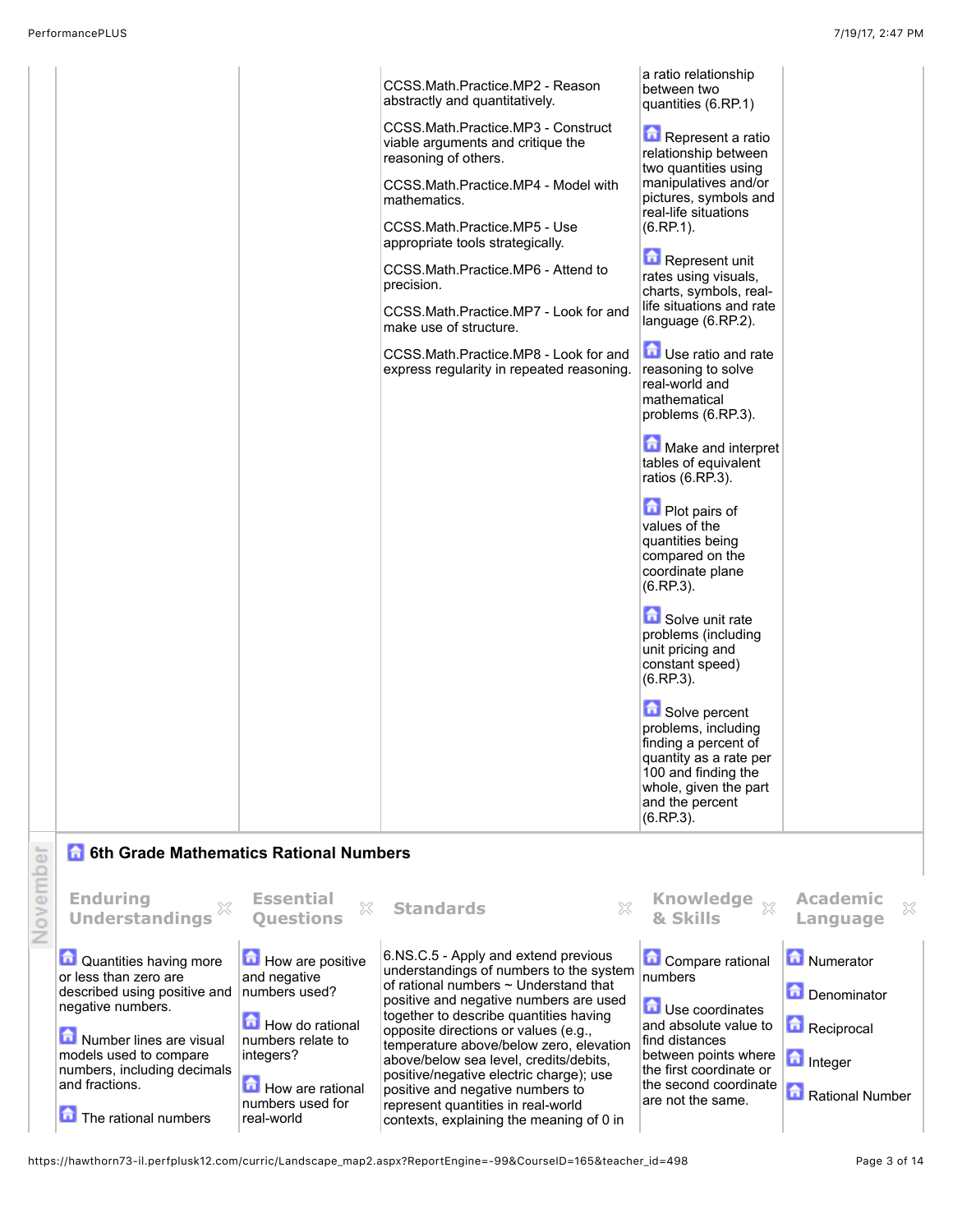| Enduring Understandings | Essential Questions | Standards | Knowledge & Skills | Academic Language |
|---|---|---|---|---|
| | | CCSS.Math.Practice.MP2 - Reason abstractly and quantitatively.<br><br>CCSS.Math.Practice.MP3 - Construct viable arguments and critique the reasoning of others.<br><br>CCSS.Math.Practice.MP4 - Model with mathematics.<br><br>CCSS.Math.Practice.MP5 - Use appropriate tools strategically.<br><br>CCSS.Math.Practice.MP6 - Attend to precision.<br><br>CCSS.Math.Practice.MP7 - Look for and make use of structure.<br><br>CCSS.Math.Practice.MP8 - Look for and express regularity in repeated reasoning. | a ratio relationship between two quantities (6.RP.1)<br><br>Represent a ratio relationship between two quantities using manipulatives and/or pictures, symbols and real-life situations (6.RP.1).<br><br>Represent unit rates using visuals, charts, symbols, real-life situations and rate language (6.RP.2).<br><br>Use ratio and rate reasoning to solve real-world and mathematical problems (6.RP.3).<br><br>Make and interpret tables of equivalent ratios (6.RP.3).<br><br>Plot pairs of values of the quantities being compared on the coordinate plane (6.RP.3).<br><br>Solve unit rate problems (including unit pricing and constant speed) (6.RP.3).<br><br>Solve percent problems, including finding a percent of quantity as a rate per 100 and finding the whole, given the part and the percent (6.RP.3). | |

November

## 6th Grade Mathematics Rational Numbers

| Enduring Understandings | Essential Questions | Standards | Knowledge & Skills | Academic Language |
|---|---|---|---|---|
| Quantities having more or less than zero are described using positive and negative numbers.<br><br>Number lines are visual models used to compare numbers, including decimals and fractions.<br><br>The rational numbers | How are positive and negative numbers used?<br><br>How do rational numbers relate to integers?<br><br>How are rational numbers used for real-world | 6.NS.C.5 - Apply and extend previous understandings of numbers to the system of rational numbers ~ Understand that positive and negative numbers are used together to describe quantities having opposite directions or values (e.g., temperature above/below zero, elevation above/below sea level, credits/debits, positive/negative electric charge); use positive and negative numbers to represent quantities in real-world contexts, explaining the meaning of 0 in | Compare rational numbers<br><br>Use coordinates and absolute value to find distances between points where the first coordinate or the second coordinate are not the same. | Numerator<br><br>Denominator<br><br>Reciprocal<br><br>Integer<br><br>Rational Number |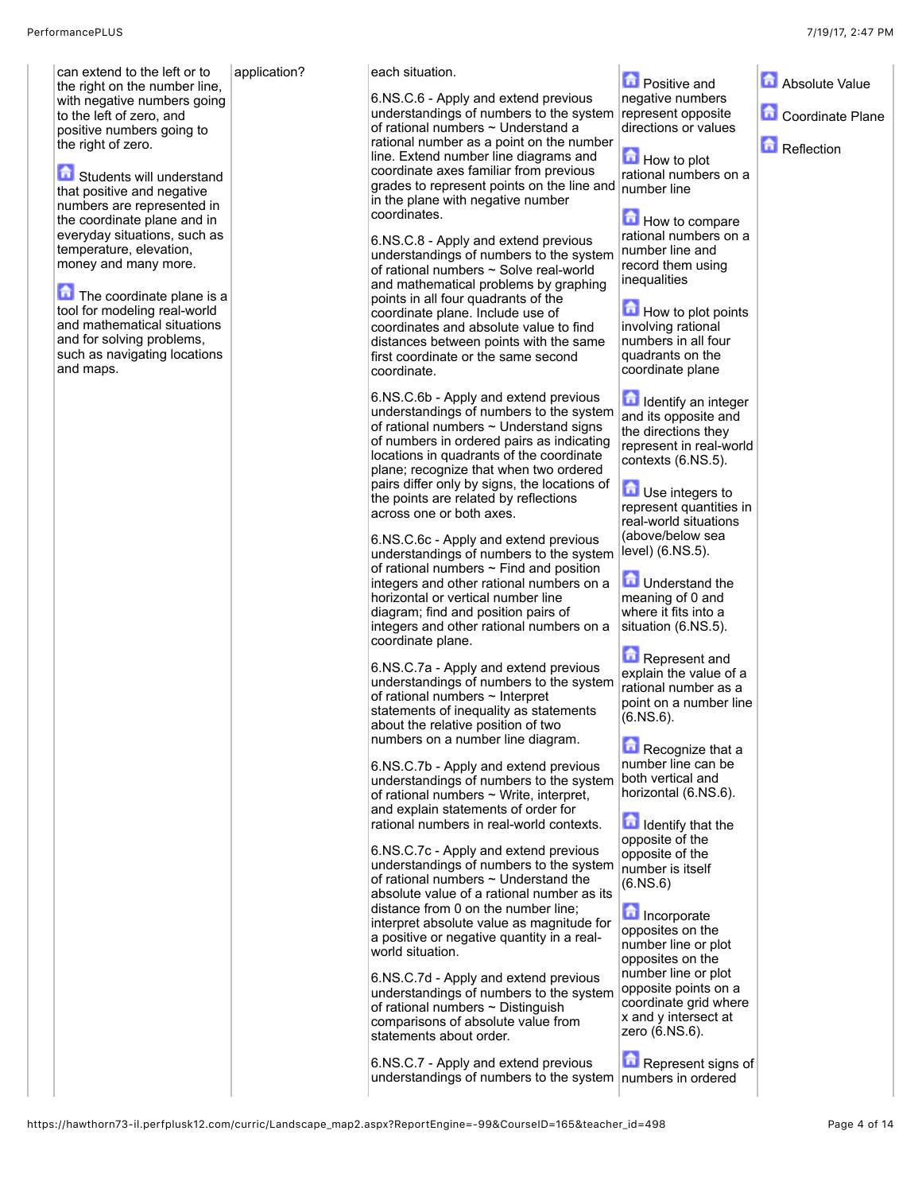| | | | | |
|---|---|---|---|---|
| can extend to the left or to the right on the number line, with negative numbers going to the left of zero, and positive numbers going to the right of zero.<br><br>Students will understand that positive and negative numbers are represented in the coordinate plane and in everyday situations, such as temperature, elevation, money and many more.<br><br>The coordinate plane is a tool for modeling real-world and mathematical situations and for solving problems, such as navigating locations and maps. | application? | each situation.<br><br>6.NS.C.6 - Apply and extend previous understandings of numbers to the system of rational numbers ~ Understand a rational number as a point on the number line. Extend number line diagrams and coordinate axes familiar from previous grades to represent points on the line and in the plane with negative number coordinates.<br><br>6.NS.C.8 - Apply and extend previous understandings of numbers to the system of rational numbers ~ Solve real-world and mathematical problems by graphing points in all four quadrants of the coordinate plane. Include use of coordinates and absolute value to find distances between points with the same first coordinate or the same second coordinate.<br><br>6.NS.C.6b - Apply and extend previous understandings of numbers to the system of rational numbers ~ Understand signs of numbers in ordered pairs as indicating locations in quadrants of the coordinate plane; recognize that when two ordered pairs differ only by signs, the locations of the points are related by reflections across one or both axes.<br><br>6.NS.C.6c - Apply and extend previous understandings of numbers to the system of rational numbers ~ Find and position integers and other rational numbers on a horizontal or vertical number line diagram; find and position pairs of integers and other rational numbers on a coordinate plane.<br><br>6.NS.C.7a - Apply and extend previous understandings of numbers to the system of rational numbers ~ Interpret statements of inequality as statements about the relative position of two numbers on a number line diagram.<br><br>6.NS.C.7b - Apply and extend previous understandings of numbers to the system of rational numbers ~ Write, interpret, and explain statements of order for rational numbers in real-world contexts.<br><br>6.NS.C.7c - Apply and extend previous understandings of numbers to the system of rational numbers ~ Understand the absolute value of a rational number as its distance from 0 on the number line; interpret absolute value as magnitude for a positive or negative quantity in a real-world situation.<br><br>6.NS.C.7d - Apply and extend previous understandings of numbers to the system of rational numbers ~ Distinguish comparisons of absolute value from statements about order.<br><br>6.NS.C.7 - Apply and extend previous understandings of numbers to the system | Positive and negative numbers represent opposite directions or values<br><br>How to plot rational numbers on a number line<br><br>How to compare rational numbers on a number line and record them using inequalities<br><br>How to plot points involving rational numbers in all four quadrants on the coordinate plane<br><br>Identify an integer and its opposite and the directions they represent in real-world contexts (6.NS.5).<br><br>Use integers to represent quantities in real-world situations (above/below sea level) (6.NS.5).<br><br>Understand the meaning of 0 and where it fits into a situation (6.NS.5).<br><br>Represent and explain the value of a rational number as a point on a number line (6.NS.6).<br><br>Recognize that a number line can be both vertical and horizontal (6.NS.6).<br><br>Identify that the opposite of the opposite of the number is itself (6.NS.6)<br><br>Incorporate opposites on the number line or plot opposites on the number line or plot opposite points on a coordinate grid where x and y intersect at zero (6.NS.6).<br><br>Represent signs of numbers in ordered | Absolute Value<br><br>Coordinate Plane<br><br>Reflection |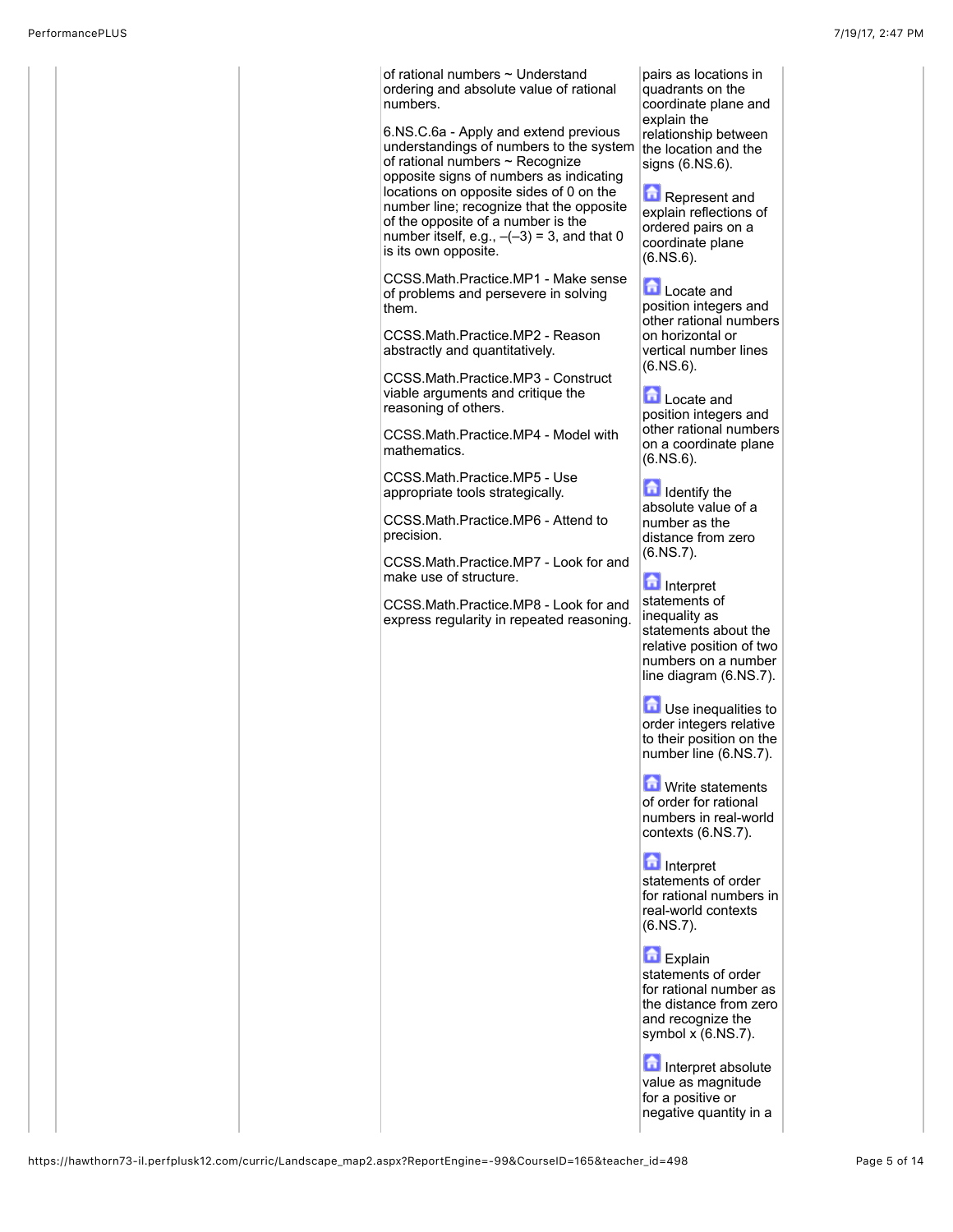| | | | | |
|---|---|---|---|---|
| | | of rational numbers ~ Understand ordering and absolute value of rational numbers.<br><br>6.NS.C.6a - Apply and extend previous understandings of numbers to the system of rational numbers ~ Recognize opposite signs of numbers as indicating locations on opposite sides of 0 on the number line; recognize that the opposite of the opposite of a number is the number itself, e.g., –(–3) = 3, and that 0 is its own opposite.<br><br>CCSS.Math.Practice.MP1 - Make sense of problems and persevere in solving them.<br><br>CCSS.Math.Practice.MP2 - Reason abstractly and quantitatively.<br><br>CCSS.Math.Practice.MP3 - Construct viable arguments and critique the reasoning of others.<br><br>CCSS.Math.Practice.MP4 - Model with mathematics.<br><br>CCSS.Math.Practice.MP5 - Use appropriate tools strategically.<br><br>CCSS.Math.Practice.MP6 - Attend to precision.<br><br>CCSS.Math.Practice.MP7 - Look for and make use of structure.<br><br>CCSS.Math.Practice.MP8 - Look for and express regularity in repeated reasoning. | pairs as locations in quadrants on the coordinate plane and explain the relationship between the location and the signs (6.NS.6).<br><br>Represent and explain reflections of ordered pairs on a coordinate plane (6.NS.6).<br><br>Locate and position integers and other rational numbers on horizontal or vertical number lines (6.NS.6).<br><br>Locate and position integers and other rational numbers on a coordinate plane (6.NS.6).<br><br>Identify the absolute value of a number as the distance from zero (6.NS.7).<br><br>Interpret statements of inequality as statements about the relative position of two numbers on a number line diagram (6.NS.7).<br><br>Use inequalities to order integers relative to their position on the number line (6.NS.7).<br><br>Write statements of order for rational numbers in real-world contexts (6.NS.7).<br><br>Interpret statements of order for rational numbers in real-world contexts (6.NS.7).<br><br>Explain statements of order for rational number as the distance from zero and recognize the symbol x (6.NS.7).<br><br>Interpret absolute value as magnitude for a positive or negative quantity in a | |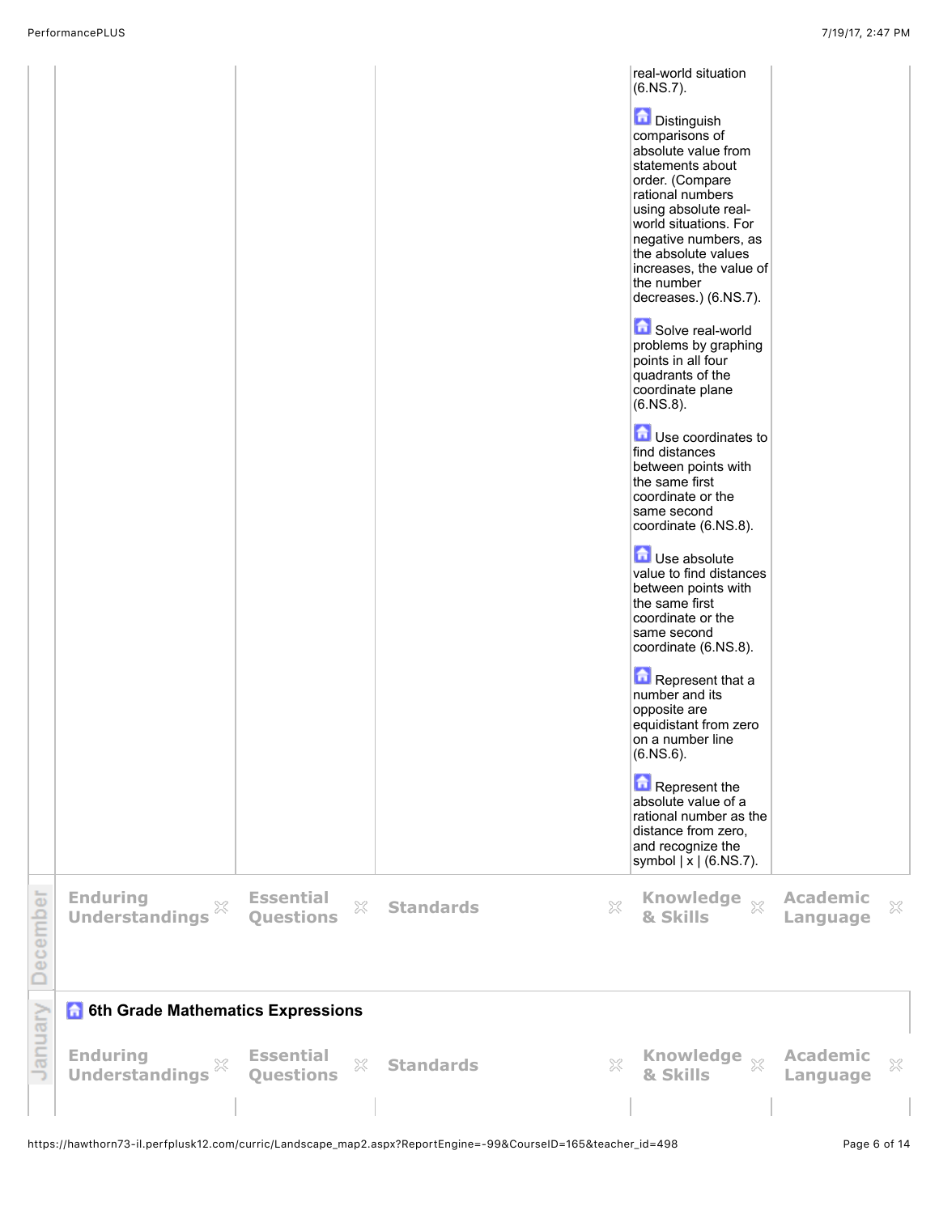| | | | Knowledge & Skills | |
|---|---|---|---|---|
| | | | real-world situation (6.NS.7).<br><br>Distinguish comparisons of absolute value from statements about order. (Compare rational numbers using absolute real-world situations. For negative numbers, as the absolute values increases, the value of the number decreases.) (6.NS.7).<br><br>Solve real-world problems by graphing points in all four quadrants of the coordinate plane (6.NS.8).<br><br>Use coordinates to find distances between points with the same first coordinate or the same second coordinate (6.NS.8).<br><br>Use absolute value to find distances between points with the same first coordinate or the same second coordinate (6.NS.8).<br><br>Represent that a number and its opposite are equidistant from zero on a number line (6.NS.6).<br><br>Represent the absolute value of a rational number as the distance from zero, and recognize the symbol \| x \| (6.NS.7). | |

**December**

| Enduring Understandings | Essential Questions | Standards | Knowledge & Skills | Academic Language |
|---|---|---|---|---|
| | | | | |

**January**

## 6th Grade Mathematics Expressions

| Enduring Understandings | Essential Questions | Standards | Knowledge & Skills | Academic Language |
|---|---|---|---|---|
| | | | | |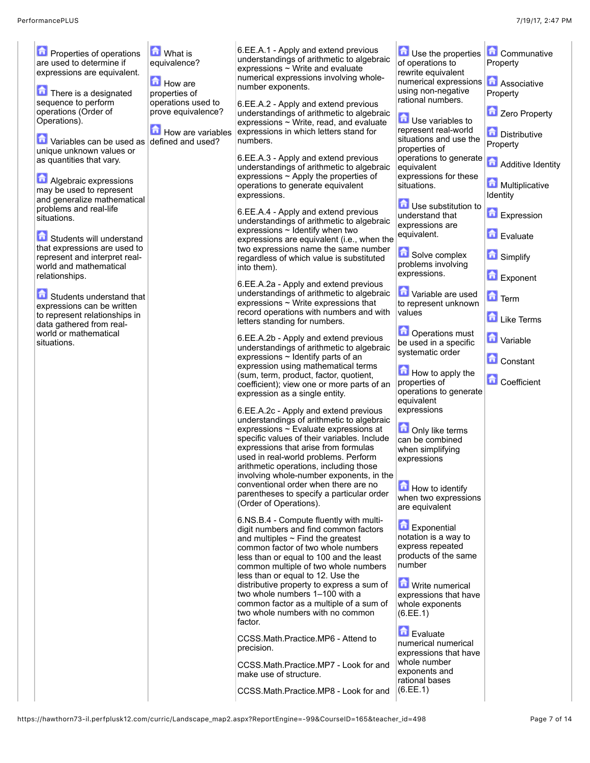| | | | | |
|---|---|---|---|---|
| Properties of operations are used to determine if expressions are equivalent.<br><br>There is a designated sequence to perform operations (Order of Operations).<br><br>Variables can be used as unique unknown values or as quantities that vary.<br><br>Algebraic expressions may be used to represent and generalize mathematical problems and real-life situations.<br><br>Students will understand that expressions are used to represent and interpret real-world and mathematical relationships.<br><br>Students understand that expressions can be written to represent relationships in data gathered from real-world or mathematical situations. | What is equivalence?<br><br>How are properties of operations used to prove equivalence?<br><br>How are variables defined and used? | 6.EE.A.1 - Apply and extend previous understandings of arithmetic to algebraic expressions ~ Write and evaluate numerical expressions involving whole-number exponents.<br><br>6.EE.A.2 - Apply and extend previous understandings of arithmetic to algebraic expressions ~ Write, read, and evaluate expressions in which letters stand for numbers.<br><br>6.EE.A.3 - Apply and extend previous understandings of arithmetic to algebraic expressions ~ Apply the properties of operations to generate equivalent expressions.<br><br>6.EE.A.4 - Apply and extend previous understandings of arithmetic to algebraic expressions ~ Identify when two expressions are equivalent (i.e., when the two expressions name the same number regardless of which value is substituted into them).<br><br>6.EE.A.2a - Apply and extend previous understandings of arithmetic to algebraic expressions ~ Write expressions that record operations with numbers and with letters standing for numbers.<br><br>6.EE.A.2b - Apply and extend previous understandings of arithmetic to algebraic expressions ~ Identify parts of an expression using mathematical terms (sum, term, product, factor, quotient, coefficient); view one or more parts of an expression as a single entity.<br><br>6.EE.A.2c - Apply and extend previous understandings of arithmetic to algebraic expressions ~ Evaluate expressions at specific values of their variables. Include expressions that arise from formulas used in real-world problems. Perform arithmetic operations, including those involving whole-number exponents, in the conventional order when there are no parentheses to specify a particular order (Order of Operations).<br><br>6.NS.B.4 - Compute fluently with multi-digit numbers and find common factors and multiples ~ Find the greatest common factor of two whole numbers less than or equal to 100 and the least common multiple of two whole numbers less than or equal to 12. Use the distributive property to express a sum of two whole numbers 1–100 with a common factor as a multiple of a sum of two whole numbers with no common factor.<br><br>CCSS.Math.Practice.MP6 - Attend to precision.<br><br>CCSS.Math.Practice.MP7 - Look for and make use of structure.<br><br>CCSS.Math.Practice.MP8 - Look for and | Use the properties of operations to rewrite equivalent numerical expressions using non-negative rational numbers.<br><br>Use variables to represent real-world situations and use the properties of operations to generate equivalent expressions for these situations.<br><br>Use substitution to understand that expressions are equivalent.<br><br>Solve complex problems involving expressions.<br><br>Variable are used to represent unknown values<br><br>Operations must be used in a specific systematic order<br><br>How to apply the properties of operations to generate equivalent expressions<br><br>Only like terms can be combined when simplifying expressions<br><br>How to identify when two expressions are equivalent<br><br>Exponential notation is a way to express repeated products of the same number<br><br>Write numerical expressions that have whole exponents (6.EE.1)<br><br>Evaluate numerical numerical expressions that have whole number exponents and rational bases (6.EE.1) | Communative Property<br><br>Associative Property<br><br>Zero Property<br><br>Distributive Property<br><br>Additive Identity<br><br>Multiplicative Identity<br><br>Expression<br><br>Evaluate<br><br>Simplify<br><br>Exponent<br><br>Term<br><br>Like Terms<br><br>Variable<br><br>Constant<br><br>Coefficient |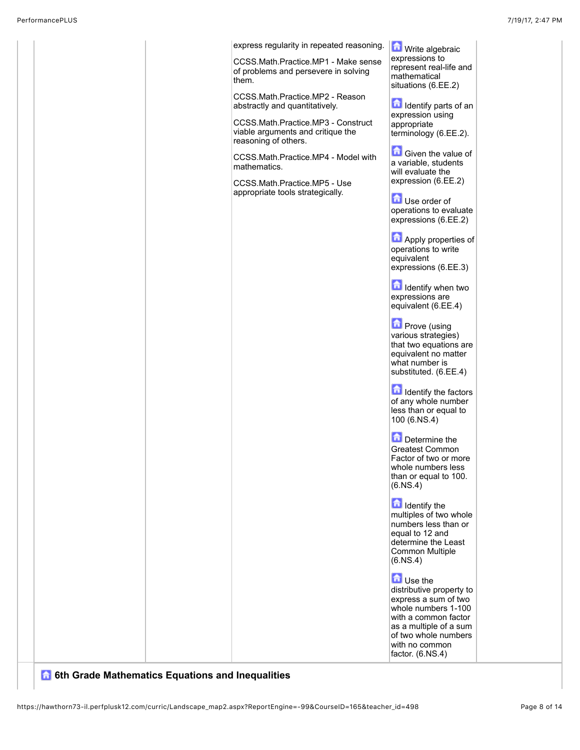| | | | | |
|---|---|---|---|---|
| | | express regularity in repeated reasoning.<br><br>CCSS.Math.Practice.MP1 - Make sense of problems and persevere in solving them.<br><br>CCSS.Math.Practice.MP2 - Reason abstractly and quantitatively.<br><br>CCSS.Math.Practice.MP3 - Construct viable arguments and critique the reasoning of others.<br><br>CCSS.Math.Practice.MP4 - Model with mathematics.<br><br>CCSS.Math.Practice.MP5 - Use appropriate tools strategically. | Write algebraic expressions to represent real-life and mathematical situations (6.EE.2)<br><br>Identify parts of an expression using appropriate terminology (6.EE.2).<br><br>Given the value of a variable, students will evaluate the expression (6.EE.2)<br><br>Use order of operations to evaluate expressions (6.EE.2)<br><br>Apply properties of operations to write equivalent expressions (6.EE.3)<br><br>Identify when two expressions are equivalent (6.EE.4)<br><br>Prove (using various strategies) that two equations are equivalent no matter what number is substituted. (6.EE.4)<br><br>Identify the factors of any whole number less than or equal to 100 (6.NS.4)<br><br>Determine the Greatest Common Factor of two or more whole numbers less than or equal to 100. (6.NS.4)<br><br>Identify the multiples of two whole numbers less than or equal to 12 and determine the Least Common Multiple (6.NS.4)<br><br>Use the distributive property to express a sum of two whole numbers 1-100 with a common factor as a multiple of a sum of two whole numbers with no common factor. (6.NS.4) | |

## 6th Grade Mathematics Equations and Inequalities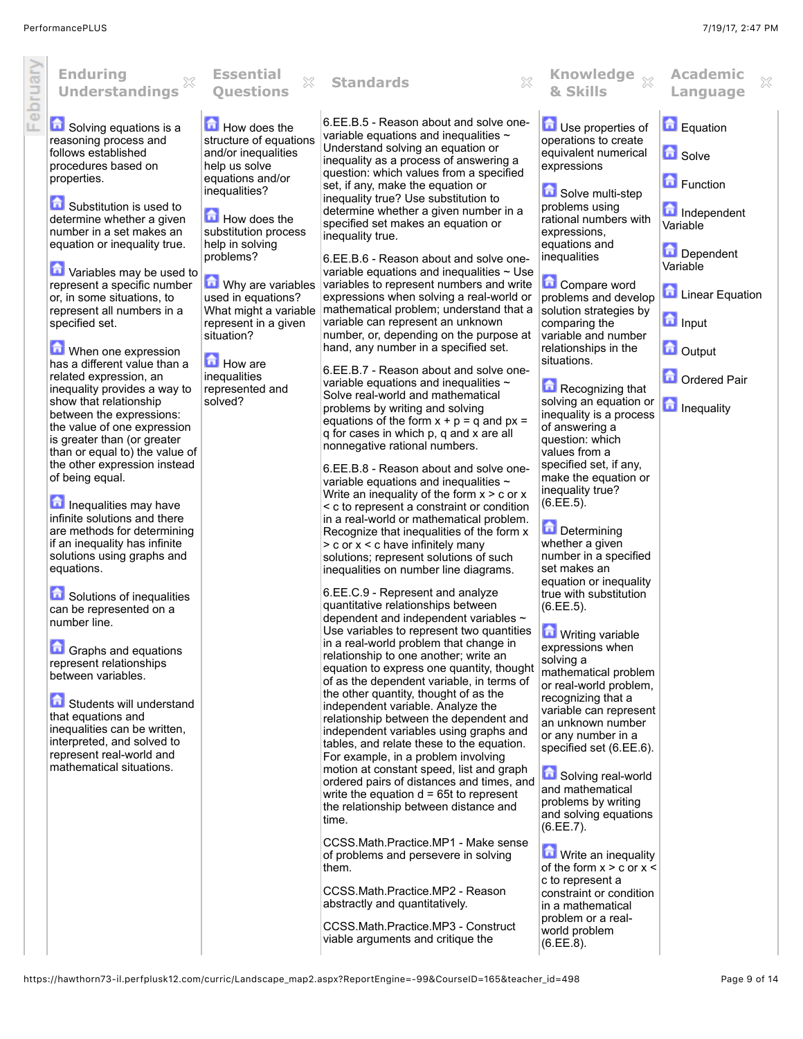| Enduring Understandings | Essential Questions | Standards | Knowledge & Skills | Academic Language |
|---|---|---|---|---|
| Solving equations is a reasoning process and follows established procedures based on properties.<br><br>Substitution is used to determine whether a given number in a set makes an equation or inequality true.<br><br>Variables may be used to represent a specific number or, in some situations, to represent all numbers in a specified set.<br><br>When one expression has a different value than a related expression, an inequality provides a way to show that relationship between the expressions: the value of one expression is greater than (or greater than or equal to) the value of the other expression instead of being equal.<br><br>Inequalities may have infinite solutions and there are methods for determining if an inequality has infinite solutions using graphs and equations.<br><br>Solutions of inequalities can be represented on a number line.<br><br>Graphs and equations represent relationships between variables.<br><br>Students will understand that equations and inequalities can be written, interpreted, and solved to represent real-world and mathematical situations. | How does the structure of equations and/or inequalities help us solve equations and/or inequalities?<br><br>How does the substitution process help in solving problems?<br><br>Why are variables used in equations? What might a variable represent in a given situation?<br><br>How are inequalities represented and solved? | 6.EE.B.5 - Reason about and solve one-variable equations and inequalities ~ Understand solving an equation or inequality as a process of answering a question: which values from a specified set, if any, make the equation or inequality true? Use substitution to determine whether a given number in a specified set makes an equation or inequality true.<br><br>6.EE.B.6 - Reason about and solve one-variable equations and inequalities ~ Use variables to represent numbers and write expressions when solving a real-world or mathematical problem; understand that a variable can represent an unknown number, or, depending on the purpose at hand, any number in a specified set.<br><br>6.EE.B.7 - Reason about and solve one-variable equations and inequalities ~ Solve real-world and mathematical problems by writing and solving equations of the form $x + p = q$ and $px = q$ for cases in which p, q and x are all nonnegative rational numbers.<br><br>6.EE.B.8 - Reason about and solve one-variable equations and inequalities ~ Write an inequality of the form $x > c$ or $x < c$ to represent a constraint or condition in a real-world or mathematical problem. Recognize that inequalities of the form $x > c$ or $x < c$ have infinitely many solutions; represent solutions of such inequalities on number line diagrams.<br><br>6.EE.C.9 - Represent and analyze quantitative relationships between dependent and independent variables ~ Use variables to represent two quantities in a real-world problem that change in relationship to one another; write an equation to express one quantity, thought of as the dependent variable, in terms of the other quantity, thought of as the independent variable. Analyze the relationship between the dependent and independent variables using graphs and tables, and relate these to the equation. For example, in a problem involving motion at constant speed, list and graph ordered pairs of distances and times, and write the equation $d = 65t$ to represent the relationship between distance and time.<br><br>CCSS.Math.Practice.MP1 - Make sense of problems and persevere in solving them.<br><br>CCSS.Math.Practice.MP2 - Reason abstractly and quantitatively.<br><br>CCSS.Math.Practice.MP3 - Construct viable arguments and critique the | Use properties of operations to create equivalent numerical expressions<br><br>Solve multi-step problems using rational numbers with expressions, equations and inequalities<br><br>Compare word problems and develop solution strategies by comparing the variable and number relationships in the situations.<br><br>Recognizing that solving an equation or inequality is a process of answering a question: which values from a specified set, if any, make the equation or inequality true? (6.EE.5).<br><br>Determining whether a given number in a specified set makes an equation or inequality true with substitution (6.EE.5).<br><br>Writing variable expressions when solving a mathematical problem or real-world problem, recognizing that a variable can represent an unknown number or any number in a specified set (6.EE.6).<br><br>Solving real-world and mathematical problems by writing and solving equations (6.EE.7).<br><br>Write an inequality of the form $x > c$ or $x < c$ to represent a constraint or condition in a mathematical problem or a real-world problem (6.EE.8). | Equation<br><br>Solve<br><br>Function<br><br>Independent Variable<br><br>Dependent Variable<br><br>Linear Equation<br><br>Input<br><br>Output<br><br>Ordered Pair<br><br>Inequality |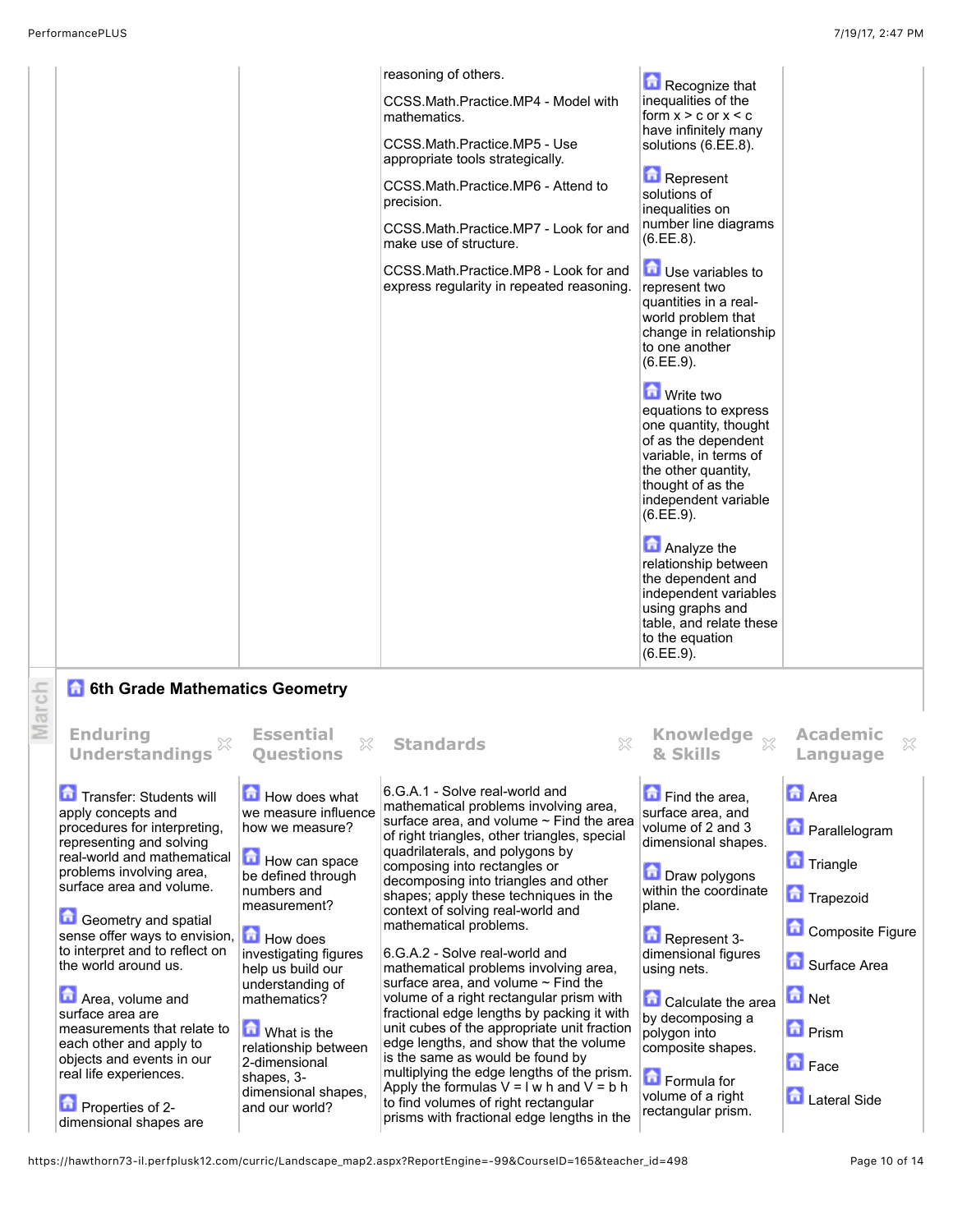| | | | | |
|---|---|---|---|---|
| | | reasoning of others.<br><br>CCSS.Math.Practice.MP4 - Model with mathematics.<br><br>CCSS.Math.Practice.MP5 - Use appropriate tools strategically.<br><br>CCSS.Math.Practice.MP6 - Attend to precision.<br><br>CCSS.Math.Practice.MP7 - Look for and make use of structure.<br><br>CCSS.Math.Practice.MP8 - Look for and express regularity in repeated reasoning. | Recognize that inequalities of the form $x > c$ or $x < c$ have infinitely many solutions (6.EE.8).<br><br>Represent solutions of inequalities on number line diagrams (6.EE.8).<br><br>Use variables to represent two quantities in a real-world problem that change in relationship to one another (6.EE.9).<br><br>Write two equations to express one quantity, thought of as the dependent variable, in terms of the other quantity, thought of as the independent variable (6.EE.9).<br><br>Analyze the relationship between the dependent and independent variables using graphs and table, and relate these to the equation (6.EE.9). | |

## 6th Grade Mathematics Geometry

| Enduring Understandings | Essential Questions | Standards | Knowledge & Skills | Academic Language |
|---|---|---|---|---|
| Transfer: Students will apply concepts and procedures for interpreting, representing and solving real-world and mathematical problems involving area, surface area and volume.<br><br>Geometry and spatial sense offer ways to envision, to interpret and to reflect on the world around us.<br><br>Area, volume and surface area are measurements that relate to each other and apply to objects and events in our real life experiences.<br><br>Properties of 2-dimensional shapes are | How does what we measure influence how we measure?<br><br>How can space be defined through numbers and measurement?<br><br>How does investigating figures help us build our understanding of mathematics?<br><br>What is the relationship between 2-dimensional shapes, 3-dimensional shapes, and our world? | 6.G.A.1 - Solve real-world and mathematical problems involving area, surface area, and volume ~ Find the area of right triangles, other triangles, special quadrilaterals, and polygons by composing into rectangles or decomposing into triangles and other shapes; apply these techniques in the context of solving real-world and mathematical problems.<br><br>6.G.A.2 - Solve real-world and mathematical problems involving area, surface area, and volume ~ Find the volume of a right rectangular prism with fractional edge lengths by packing it with unit cubes of the appropriate unit fraction edge lengths, and show that the volume is the same as would be found by multiplying the edge lengths of the prism. Apply the formulas $V = l\ w\ h$ and $V = b\ h$ to find volumes of right rectangular prisms with fractional edge lengths in the | Find the area, surface area, and volume of 2 and 3 dimensional shapes.<br><br>Draw polygons within the coordinate plane.<br><br>Represent 3-dimensional figures using nets.<br><br>Calculate the area by decomposing a polygon into composite shapes.<br><br>Formula for volume of a right rectangular prism. | Area<br><br>Parallelogram<br><br>Triangle<br><br>Trapezoid<br><br>Composite Figure<br><br>Surface Area<br><br>Net<br><br>Prism<br><br>Face<br><br>Lateral Side |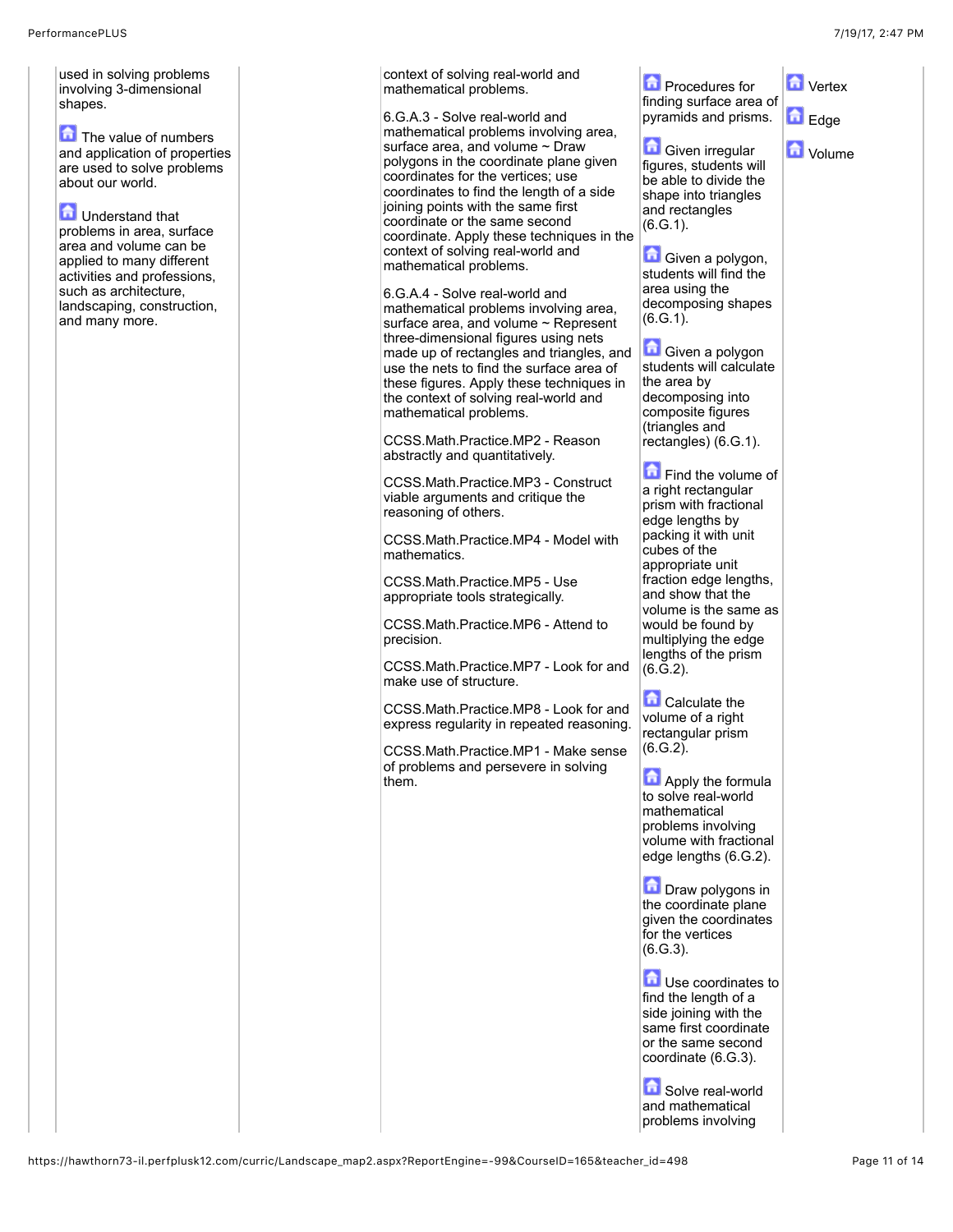| | | | | | |
|---|---|---|---|---|---|
| | used in solving problems involving 3-dimensional shapes.<br><br>The value of numbers and application of properties are used to solve problems about our world.<br><br>Understand that problems in area, surface area and volume can be applied to many different activities and professions, such as architecture, landscaping, construction, and many more. | | context of solving real-world and mathematical problems.<br><br>6.G.A.3 - Solve real-world and mathematical problems involving area, surface area, and volume ~ Draw polygons in the coordinate plane given coordinates for the vertices; use coordinates to find the length of a side joining points with the same first coordinate or the same second coordinate. Apply these techniques in the context of solving real-world and mathematical problems.<br><br>6.G.A.4 - Solve real-world and mathematical problems involving area, surface area, and volume ~ Represent three-dimensional figures using nets made up of rectangles and triangles, and use the nets to find the surface area of these figures. Apply these techniques in the context of solving real-world and mathematical problems.<br><br>CCSS.Math.Practice.MP2 - Reason abstractly and quantitatively.<br><br>CCSS.Math.Practice.MP3 - Construct viable arguments and critique the reasoning of others.<br><br>CCSS.Math.Practice.MP4 - Model with mathematics.<br><br>CCSS.Math.Practice.MP5 - Use appropriate tools strategically.<br><br>CCSS.Math.Practice.MP6 - Attend to precision.<br><br>CCSS.Math.Practice.MP7 - Look for and make use of structure.<br><br>CCSS.Math.Practice.MP8 - Look for and express regularity in repeated reasoning.<br><br>CCSS.Math.Practice.MP1 - Make sense of problems and persevere in solving them. | Procedures for finding surface area of pyramids and prisms.<br><br>Given irregular figures, students will be able to divide the shape into triangles and rectangles (6.G.1).<br><br>Given a polygon, students will find the area using the decomposing shapes (6.G.1).<br><br>Given a polygon students will calculate the area by decomposing into composite figures (triangles and rectangles) (6.G.1).<br><br>Find the volume of a right rectangular prism with fractional edge lengths by packing it with unit cubes of the appropriate unit fraction edge lengths, and show that the volume is the same as would be found by multiplying the edge lengths of the prism (6.G.2).<br><br>Calculate the volume of a right rectangular prism (6.G.2).<br><br>Apply the formula to solve real-world mathematical problems involving volume with fractional edge lengths (6.G.2).<br><br>Draw polygons in the coordinate plane given the coordinates for the vertices (6.G.3).<br><br>Use coordinates to find the length of a side joining with the same first coordinate or the same second coordinate (6.G.3).<br><br>Solve real-world and mathematical problems involving | Vertex<br><br>Edge<br><br>Volume |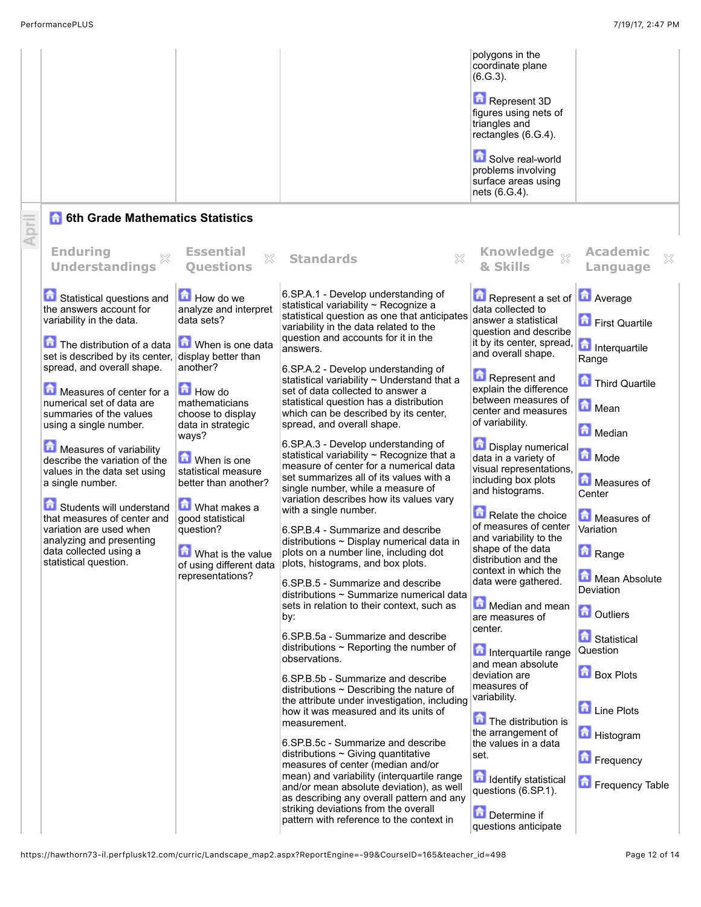| | | | | |
|---|---|---|---|---|
| | | | polygons in the coordinate plane (6.G.3).<br><br>Represent 3D figures using nets of triangles and rectangles (6.G.4).<br><br>Solve real-world problems involving surface areas using nets (6.G.4). | |

April

## 6th Grade Mathematics Statistics

| Enduring Understandings | Essential Questions | Standards | Knowledge & Skills | Academic Language |
|---|---|---|---|---|
| Statistical questions and the answers account for variability in the data.<br><br>The distribution of a data set is described by its center, spread, and overall shape.<br><br>Measures of center for a numerical set of data are summaries of the values using a single number.<br><br>Measures of variability describe the variation of the values in the data set using a single number.<br><br>Students will understand that measures of center and variation are used when analyzing and presenting data collected using a statistical question. | How do we analyze and interpret data sets?<br><br>When is one data display better than another?<br><br>How do mathematicians choose to display data in strategic ways?<br><br>When is one statistical measure better than another?<br><br>What makes a good statistical question?<br><br>What is the value of using different data representations? | 6.SP.A.1 - Develop understanding of statistical variability ~ Recognize a statistical question as one that anticipates variability in the data related to the question and accounts for it in the answers.<br><br>6.SP.A.2 - Develop understanding of statistical variability ~ Understand that a set of data collected to answer a statistical question has a distribution which can be described by its center, spread, and overall shape.<br><br>6.SP.A.3 - Develop understanding of statistical variability ~ Recognize that a measure of center for a numerical data set summarizes all of its values with a single number, while a measure of variation describes how its values vary with a single number.<br><br>6.SP.B.4 - Summarize and describe distributions ~ Display numerical data in plots on a number line, including dot plots, histograms, and box plots.<br><br>6.SP.B.5 - Summarize and describe distributions ~ Summarize numerical data sets in relation to their context, such as by:<br><br>6.SP.B.5a - Summarize and describe distributions ~ Reporting the number of observations.<br><br>6.SP.B.5b - Summarize and describe distributions ~ Describing the nature of the attribute under investigation, including how it was measured and its units of measurement.<br><br>6.SP.B.5c - Summarize and describe distributions ~ Giving quantitative measures of center (median and/or mean) and variability (interquartile range and/or mean absolute deviation), as well as describing any overall pattern and any striking deviations from the overall pattern with reference to the context in | Represent a set of data collected to answer a statistical question and describe it by its center, spread, and overall shape.<br><br>Represent and explain the difference between measures of center and measures of variability.<br><br>Display numerical data in a variety of visual representations, including box plots and histograms.<br><br>Relate the choice of measures of center and variability to the shape of the data distribution and the context in which the data were gathered.<br><br>Median and mean are measures of center.<br><br>Interquartile range and mean absolute deviation are measures of variability.<br><br>The distribution is the arrangement of the values in a data set.<br><br>Identify statistical questions (6.SP.1).<br><br>Determine if questions anticipate | Average<br><br>First Quartile<br><br>Interquartile Range<br><br>Third Quartile<br><br>Mean<br><br>Median<br><br>Mode<br><br>Measures of Center<br><br>Measures of Variation<br><br>Range<br><br>Mean Absolute Deviation<br><br>Outliers<br><br>Statistical Question<br><br>Box Plots<br><br>Line Plots<br><br>Histogram<br><br>Frequency<br><br>Frequency Table |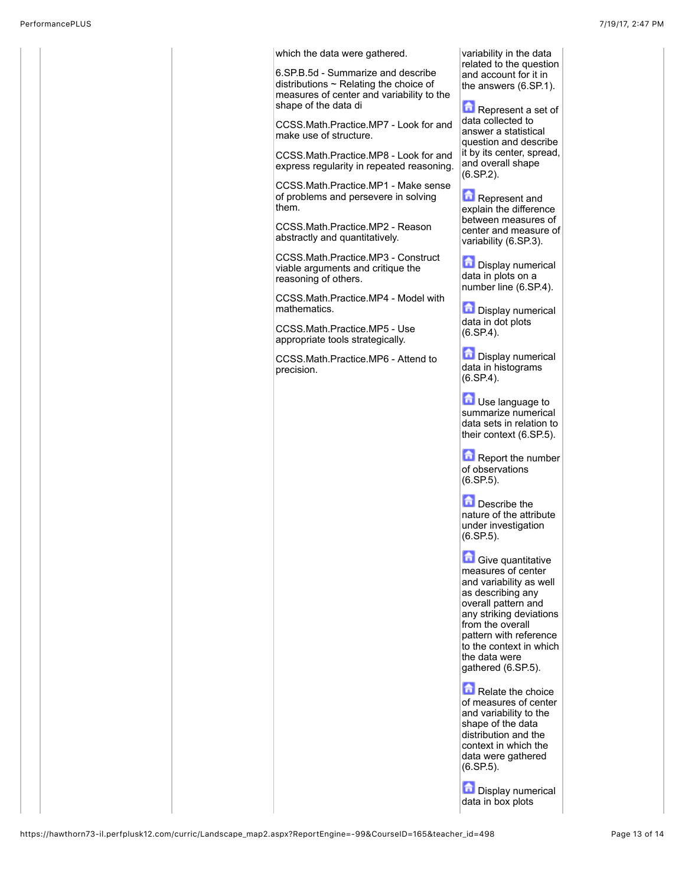| | | | | |
|---|---|---|---|---|
| | | | which the data were gathered.<br><br>6.SP.B.5d - Summarize and describe distributions ~ Relating the choice of measures of center and variability to the shape of the data di<br><br>CCSS.Math.Practice.MP7 - Look for and make use of structure.<br><br>CCSS.Math.Practice.MP8 - Look for and express regularity in repeated reasoning.<br><br>CCSS.Math.Practice.MP1 - Make sense of problems and persevere in solving them.<br><br>CCSS.Math.Practice.MP2 - Reason abstractly and quantitatively.<br><br>CCSS.Math.Practice.MP3 - Construct viable arguments and critique the reasoning of others.<br><br>CCSS.Math.Practice.MP4 - Model with mathematics.<br><br>CCSS.Math.Practice.MP5 - Use appropriate tools strategically.<br><br>CCSS.Math.Practice.MP6 - Attend to precision. | variability in the data related to the question and account for it in the answers (6.SP.1).<br><br>Represent a set of data collected to answer a statistical question and describe it by its center, spread, and overall shape (6.SP.2).<br><br>Represent and explain the difference between measures of center and measure of variability (6.SP.3).<br><br>Display numerical data in plots on a number line (6.SP.4).<br><br>Display numerical data in dot plots (6.SP.4).<br><br>Display numerical data in histograms (6.SP.4).<br><br>Use language to summarize numerical data sets in relation to their context (6.SP.5).<br><br>Report the number of observations (6.SP.5).<br><br>Describe the nature of the attribute under investigation (6.SP.5).<br><br>Give quantitative measures of center and variability as well as describing any overall pattern and any striking deviations from the overall pattern with reference to the context in which the data were gathered (6.SP.5).<br><br>Relate the choice of measures of center and variability to the shape of the data distribution and the context in which the data were gathered (6.SP.5).<br><br>Display numerical data in box plots |